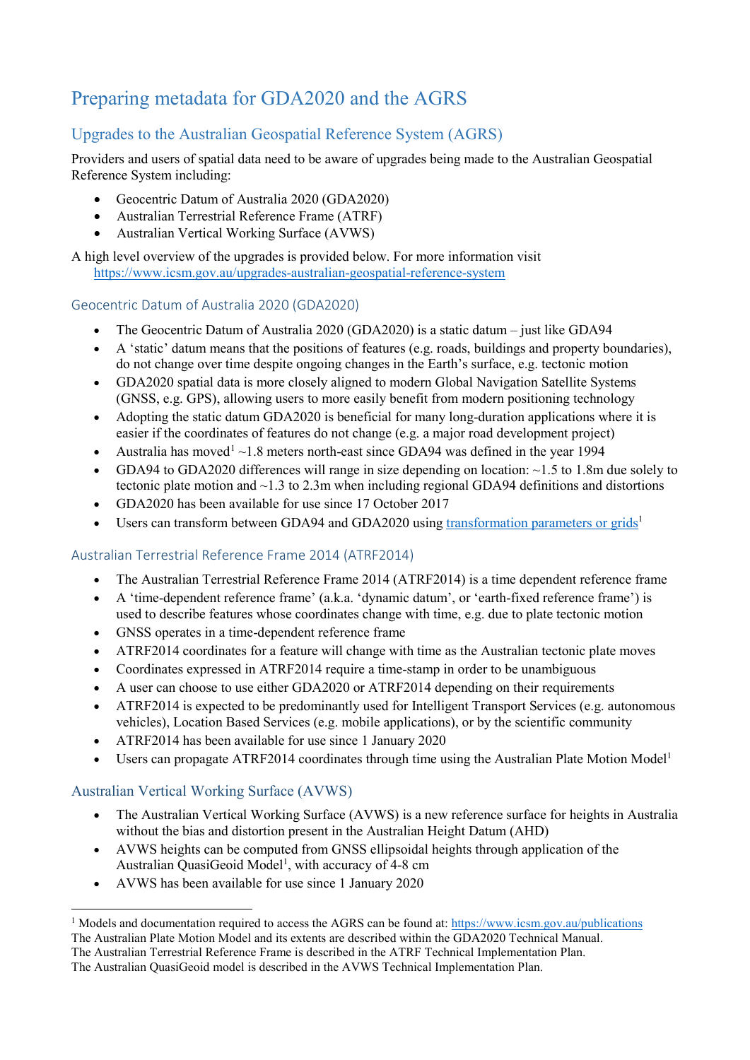# Preparing metadata for GDA2020 and the AGRS

## Upgrades to the Australian Geospatial Reference System (AGRS)

Providers and users of spatial data need to be aware of upgrades being made to the Australian Geospatial Reference System including:

- Geocentric Datum of Australia 2020 (GDA2020)
- Australian Terrestrial Reference Frame (ATRF)
- Australian Vertical Working Surface (AVWS)

A high level overview of the upgrades is provided below. For more information visit https://www.icsm.gov.au/upgrades-australian-geospatial-reference-system

### Geocentric Datum of Australia 2020 (GDA2020)

- The Geocentric Datum of Australia 2020 (GDA2020) is a static datum – just like GDA94
- A 'static' datum means that the positions of features (e.g. roads, buildings and property boundaries), do not change over time despite ongoing changes in the Earth's surface, e.g. tectonic motion
- GDA2020 spatial data is more closely aligned to modern Global Navigation Satellite Systems (GNSS, e.g. GPS), allowing users to more easily benefit from modern positioning technology
- Adopting the static datum GDA2020 is beneficial for many long-duration applications where it is easier if the coordinates of features do not change (e.g. a major road development project)
- Australia has moved[1] ~1.8 meters north-east since GDA94 was defined in the year 1994
- GDA94 to GDA2020 differences will range in size depending on location: ~1.5 to 1.8m due solely to tectonic plate motion and ~1.3 to 2.3m when including regional GDA94 definitions and distortions
- GDA2020 has been available for use since 17 October 2017
- Users can transform between GDA94 and GDA2020 using transformation parameters or grids[1]

### Australian Terrestrial Reference Frame 2014 (ATRF2014)

- The Australian Terrestrial Reference Frame 2014 (ATRF2014) is a time dependent reference frame
- A 'time-dependent reference frame' (a.k.a. 'dynamic datum', or 'earth-fixed reference frame') is used to describe features whose coordinates change with time, e.g. due to plate tectonic motion
- GNSS operates in a time-dependent reference frame
- ATRF2014 coordinates for a feature will change with time as the Australian tectonic plate moves
- Coordinates expressed in ATRF2014 require a time-stamp in order to be unambiguous
- A user can choose to use either GDA2020 or ATRF2014 depending on their requirements
- ATRF2014 is expected to be predominantly used for Intelligent Transport Services (e.g. autonomous vehicles), Location Based Services (e.g. mobile applications), or by the scientific community
- ATRF2014 has been available for use since 1 January 2020
- Users can propagate ATRF2014 coordinates through time using the Australian Plate Motion Model[1]

### Australian Vertical Working Surface (AVWS)

- The Australian Vertical Working Surface (AVWS) is a new reference surface for heights in Australia without the bias and distortion present in the Australian Height Datum (AHD)
- AVWS heights can be computed from GNSS ellipsoidal heights through application of the Australian QuasiGeoid Model[1], with accuracy of 4-8 cm
- AVWS has been available for use since 1 January 2020

---

[1] Models and documentation required to access the AGRS can be found at: https://www.icsm.gov.au/publications
The Australian Plate Motion Model and its extents are described within the GDA2020 Technical Manual.
The Australian Terrestrial Reference Frame is described in the ATRF Technical Implementation Plan.
The Australian QuasiGeoid model is described in the AVWS Technical Implementation Plan.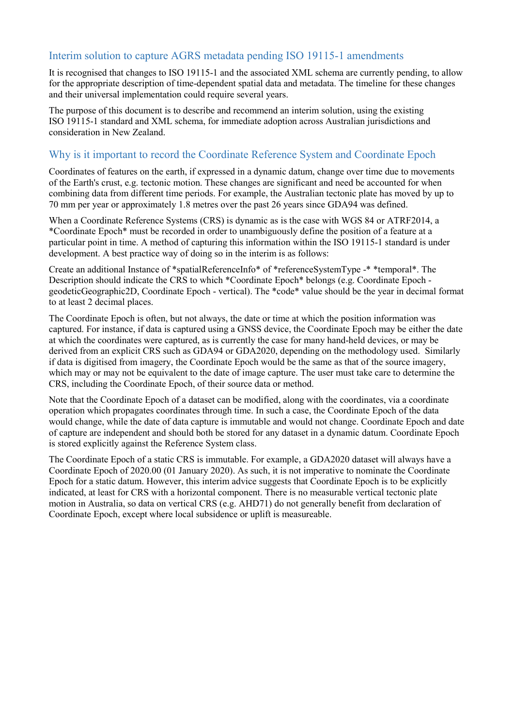## Interim solution to capture AGRS metadata pending ISO 19115-1 amendments

It is recognised that changes to ISO 19115-1 and the associated XML schema are currently pending, to allow for the appropriate description of time-dependent spatial data and metadata. The timeline for these changes and their universal implementation could require several years.

The purpose of this document is to describe and recommend an interim solution, using the existing ISO 19115-1 standard and XML schema, for immediate adoption across Australian jurisdictions and consideration in New Zealand.

## Why is it important to record the Coordinate Reference System and Coordinate Epoch

Coordinates of features on the earth, if expressed in a dynamic datum, change over time due to movements of the Earth's crust, e.g. tectonic motion. These changes are significant and need be accounted for when combining data from different time periods. For example, the Australian tectonic plate has moved by up to 70 mm per year or approximately 1.8 metres over the past 26 years since GDA94 was defined.

When a Coordinate Reference Systems (CRS) is dynamic as is the case with WGS 84 or ATRF2014, a *Coordinate Epoch* must be recorded in order to unambiguously define the position of a feature at a particular point in time. A method of capturing this information within the ISO 19115-1 standard is under development. A best practice way of doing so in the interim is as follows:

Create an additional Instance of *spatialReferenceInfo* of *referenceSystemType -* *temporal*. The Description should indicate the CRS to which *Coordinate Epoch* belongs (e.g. Coordinate Epoch - geodeticGeographic2D, Coordinate Epoch - vertical). The *code* value should be the year in decimal format to at least 2 decimal places.

The Coordinate Epoch is often, but not always, the date or time at which the position information was captured. For instance, if data is captured using a GNSS device, the Coordinate Epoch may be either the date at which the coordinates were captured, as is currently the case for many hand-held devices, or may be derived from an explicit CRS such as GDA94 or GDA2020, depending on the methodology used. Similarly if data is digitised from imagery, the Coordinate Epoch would be the same as that of the source imagery, which may or may not be equivalent to the date of image capture. The user must take care to determine the CRS, including the Coordinate Epoch, of their source data or method.

Note that the Coordinate Epoch of a dataset can be modified, along with the coordinates, via a coordinate operation which propagates coordinates through time. In such a case, the Coordinate Epoch of the data would change, while the date of data capture is immutable and would not change. Coordinate Epoch and date of capture are independent and should both be stored for any dataset in a dynamic datum. Coordinate Epoch is stored explicitly against the Reference System class.

The Coordinate Epoch of a static CRS is immutable. For example, a GDA2020 dataset will always have a Coordinate Epoch of 2020.00 (01 January 2020). As such, it is not imperative to nominate the Coordinate Epoch for a static datum. However, this interim advice suggests that Coordinate Epoch is to be explicitly indicated, at least for CRS with a horizontal component. There is no measurable vertical tectonic plate motion in Australia, so data on vertical CRS (e.g. AHD71) do not generally benefit from declaration of Coordinate Epoch, except where local subsidence or uplift is measureable.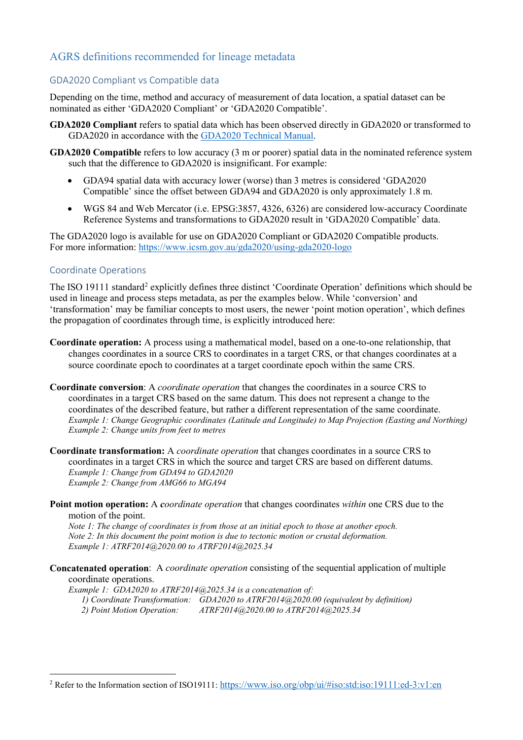## AGRS definitions recommended for lineage metadata

### GDA2020 Compliant vs Compatible data

Depending on the time, method and accuracy of measurement of data location, a spatial dataset can be nominated as either 'GDA2020 Compliant' or 'GDA2020 Compatible'.

**GDA2020 Compliant** refers to spatial data which has been observed directly in GDA2020 or transformed to GDA2020 in accordance with the GDA2020 Technical Manual.

**GDA2020 Compatible** refers to low accuracy (3 m or poorer) spatial data in the nominated reference system such that the difference to GDA2020 is insignificant. For example:

- GDA94 spatial data with accuracy lower (worse) than 3 metres is considered 'GDA2020 Compatible' since the offset between GDA94 and GDA2020 is only approximately 1.8 m.
- WGS 84 and Web Mercator (i.e. EPSG:3857, 4326, 6326) are considered low-accuracy Coordinate Reference Systems and transformations to GDA2020 result in 'GDA2020 Compatible' data.

The GDA2020 logo is available for use on GDA2020 Compliant or GDA2020 Compatible products. For more information: https://www.icsm.gov.au/gda2020/using-gda2020-logo

### Coordinate Operations

The ISO 19111 standard[2] explicitly defines three distinct 'Coordinate Operation' definitions which should be used in lineage and process steps metadata, as per the examples below. While 'conversion' and 'transformation' may be familiar concepts to most users, the newer 'point motion operation', which defines the propagation of coordinates through time, is explicitly introduced here:

**Coordinate operation:** A process using a mathematical model, based on a one-to-one relationship, that changes coordinates in a source CRS to coordinates in a target CRS, or that changes coordinates at a source coordinate epoch to coordinates at a target coordinate epoch within the same CRS.

**Coordinate conversion**: A *coordinate operation* that changes the coordinates in a source CRS to coordinates in a target CRS based on the same datum. This does not represent a change to the coordinates of the described feature, but rather a different representation of the same coordinate.
*Example 1: Change Geographic coordinates (Latitude and Longitude) to Map Projection (Easting and Northing)*
*Example 2: Change units from feet to metres*

**Coordinate transformation:** A *coordinate operation* that changes coordinates in a source CRS to coordinates in a target CRS in which the source and target CRS are based on different datums.
*Example 1: Change from GDA94 to GDA2020*
*Example 2: Change from AMG66 to MGA94*

**Point motion operation:** A *coordinate operation* that changes coordinates *within* one CRS due to the motion of the point.
*Note 1: The change of coordinates is from those at an initial epoch to those at another epoch.*
*Note 2: In this document the point motion is due to tectonic motion or crustal deformation.*
*Example 1: ATRF2014@2020.00 to ATRF2014@2025.34*

**Concatenated operation**: A *coordinate operation* consisting of the sequential application of multiple coordinate operations.
*Example 1: GDA2020 to ATRF2014@2025.34 is a concatenation of:*
*1) Coordinate Transformation: GDA2020 to ATRF2014@2020.00 (equivalent by definition)*
*2) Point Motion Operation: ATRF2014@2020.00 to ATRF2014@2025.34*

[2] Refer to the Information section of ISO19111: https://www.iso.org/obp/ui/#iso:std:iso:19111:ed-3:v1:en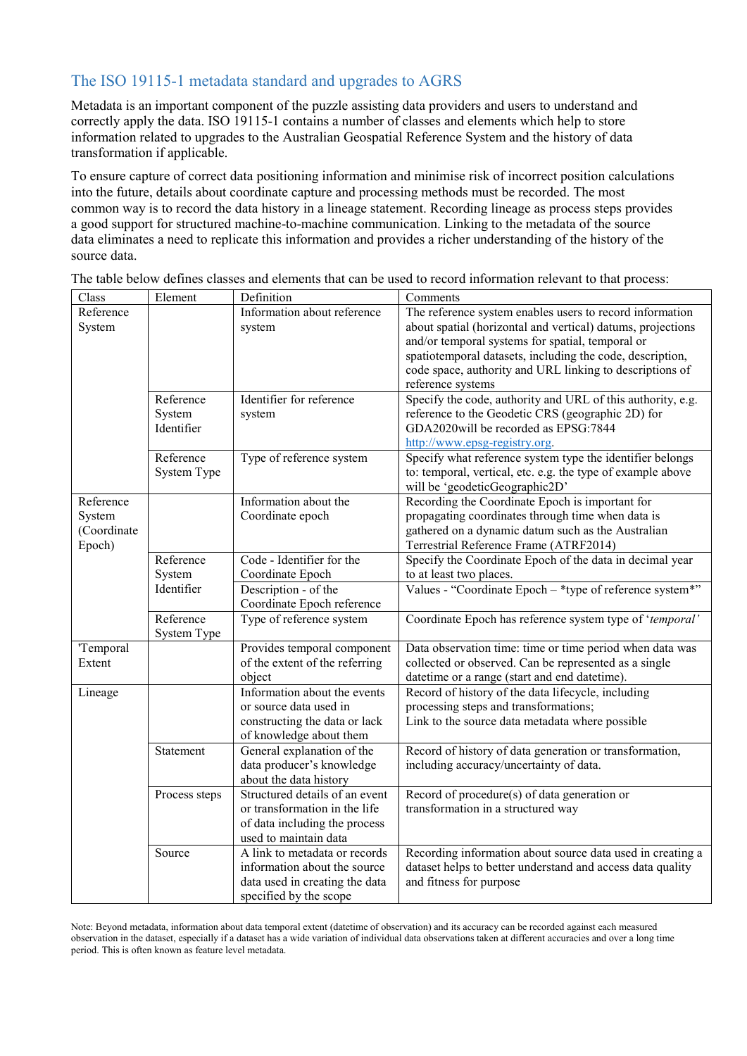## The ISO 19115-1 metadata standard and upgrades to AGRS

Metadata is an important component of the puzzle assisting data providers and users to understand and correctly apply the data. ISO 19115-1 contains a number of classes and elements which help to store information related to upgrades to the Australian Geospatial Reference System and the history of data transformation if applicable.

To ensure capture of correct data positioning information and minimise risk of incorrect position calculations into the future, details about coordinate capture and processing methods must be recorded. The most common way is to record the data history in a lineage statement. Recording lineage as process steps provides a good support for structured machine-to-machine communication. Linking to the metadata of the source data eliminates a need to replicate this information and provides a richer understanding of the history of the source data.

The table below defines classes and elements that can be used to record information relevant to that process:

| Class | Element | Definition | Comments |
|---|---|---|---|
| Reference System | | Information about reference system | The reference system enables users to record information about spatial (horizontal and vertical) datums, projections and/or temporal systems for spatial, temporal or spatiotemporal datasets, including the code, description, code space, authority and URL linking to descriptions of reference systems |
| | Reference System Identifier | Identifier for reference system | Specify the code, authority and URL of this authority, e.g. reference to the Geodetic CRS (geographic 2D) for GDA2020will be recorded as EPSG:7844 [http://www.epsg-registry.org](http://www.epsg-registry.org). |
| | Reference System Type | Type of reference system | Specify what reference system type the identifier belongs to: temporal, vertical, etc. e.g. the type of example above will be 'geodeticGeographic2D' |
| Reference System (Coordinate Epoch) | | Information about the Coordinate epoch | Recording the Coordinate Epoch is important for propagating coordinates through time when data is gathered on a dynamic datum such as the Australian Terrestrial Reference Frame (ATRF2014) |
| | Reference System Identifier | Code - Identifier for the Coordinate Epoch | Specify the Coordinate Epoch of the data in decimal year to at least two places. |
| | | Description - of the Coordinate Epoch reference | Values - "Coordinate Epoch – *type of reference system*" |
| | Reference System Type | Type of reference system | Coordinate Epoch has reference system type of '*temporal'* |
| 'Temporal Extent | | Provides temporal component of the extent of the referring object | Data observation time: time or time period when data was collected or observed. Can be represented as a single datetime or a range (start and end datetime). |
| Lineage | | Information about the events or source data used in constructing the data or lack of knowledge about them | Record of history of the data lifecycle, including processing steps and transformations;<br>Link to the source data metadata where possible |
| | Statement | General explanation of the data producer's knowledge about the data history | Record of history of data generation or transformation, including accuracy/uncertainty of data. |
| | Process steps | Structured details of an event or transformation in the life of data including the process used to maintain data | Record of procedure(s) of data generation or transformation in a structured way |
| | Source | A link to metadata or records information about the source data used in creating the data specified by the scope | Recording information about source data used in creating a dataset helps to better understand and access data quality and fitness for purpose |

Note: Beyond metadata, information about data temporal extent (datetime of observation) and its accuracy can be recorded against each measured observation in the dataset, especially if a dataset has a wide variation of individual data observations taken at different accuracies and over a long time period. This is often known as feature level metadata.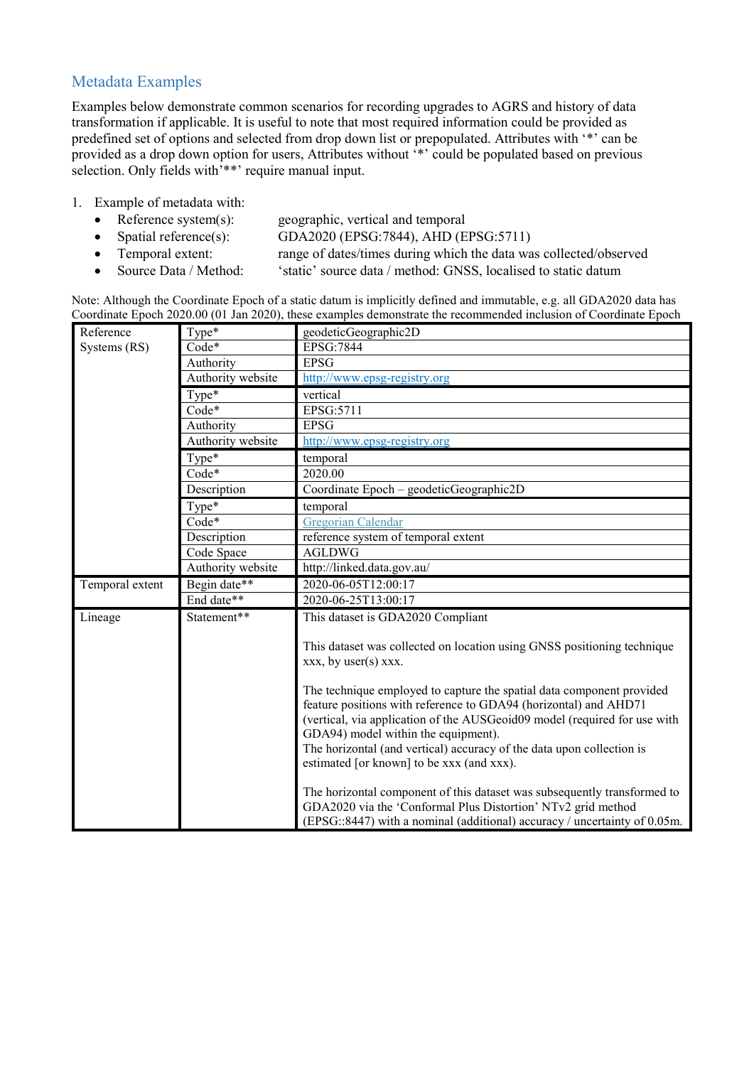## Metadata Examples

Examples below demonstrate common scenarios for recording upgrades to AGRS and history of data transformation if applicable. It is useful to note that most required information could be provided as predefined set of options and selected from drop down list or prepopulated. Attributes with '*' can be provided as a drop down option for users, Attributes without '*' could be populated based on previous selection. Only fields with'**' require manual input.

1. Example of metadata with:
   - Reference system(s): geographic, vertical and temporal
   - Spatial reference(s): GDA2020 (EPSG:7844), AHD (EPSG:5711)
   - Temporal extent: range of dates/times during which the data was collected/observed
   - Source Data / Method: 'static' source data / method: GNSS, localised to static datum

Note: Although the Coordinate Epoch of a static datum is implicitly defined and immutable, e.g. all GDA2020 data has Coordinate Epoch 2020.00 (01 Jan 2020), these examples demonstrate the recommended inclusion of Coordinate Epoch

| | | |
|---|---|---|
| Reference Systems (RS) | Type* | geodeticGeographic2D |
| | Code* | EPSG:7844 |
| | Authority | EPSG |
| | Authority website | [http://www.epsg-registry.org](http://www.epsg-registry.org) |
| | Type* | vertical |
| | Code* | EPSG:5711 |
| | Authority | EPSG |
| | Authority website | [http://www.epsg-registry.org](http://www.epsg-registry.org) |
| | Type* | temporal |
| | Code* | 2020.00 |
| | Description | Coordinate Epoch – geodeticGeographic2D |
| | Type* | temporal |
| | Code* | Gregorian Calendar |
| | Description | reference system of temporal extent |
| | Code Space | AGLDWG |
| | Authority website | http://linked.data.gov.au/ |
| Temporal extent | Begin date** | 2020-06-05T12:00:17 |
| | End date** | 2020-06-25T13:00:17 |
| Lineage | Statement** | This dataset is GDA2020 Compliant<br><br>This dataset was collected on location using GNSS positioning technique xxx, by user(s) xxx.<br><br>The technique employed to capture the spatial data component provided feature positions with reference to GDA94 (horizontal) and AHD71 (vertical, via application of the AUSGeoid09 model (required for use with GDA94) model within the equipment).<br>The horizontal (and vertical) accuracy of the data upon collection is estimated [or known] to be xxx (and xxx).<br><br>The horizontal component of this dataset was subsequently transformed to GDA2020 via the 'Conformal Plus Distortion' NTv2 grid method (EPSG::8447) with a nominal (additional) accuracy / uncertainty of 0.05m. |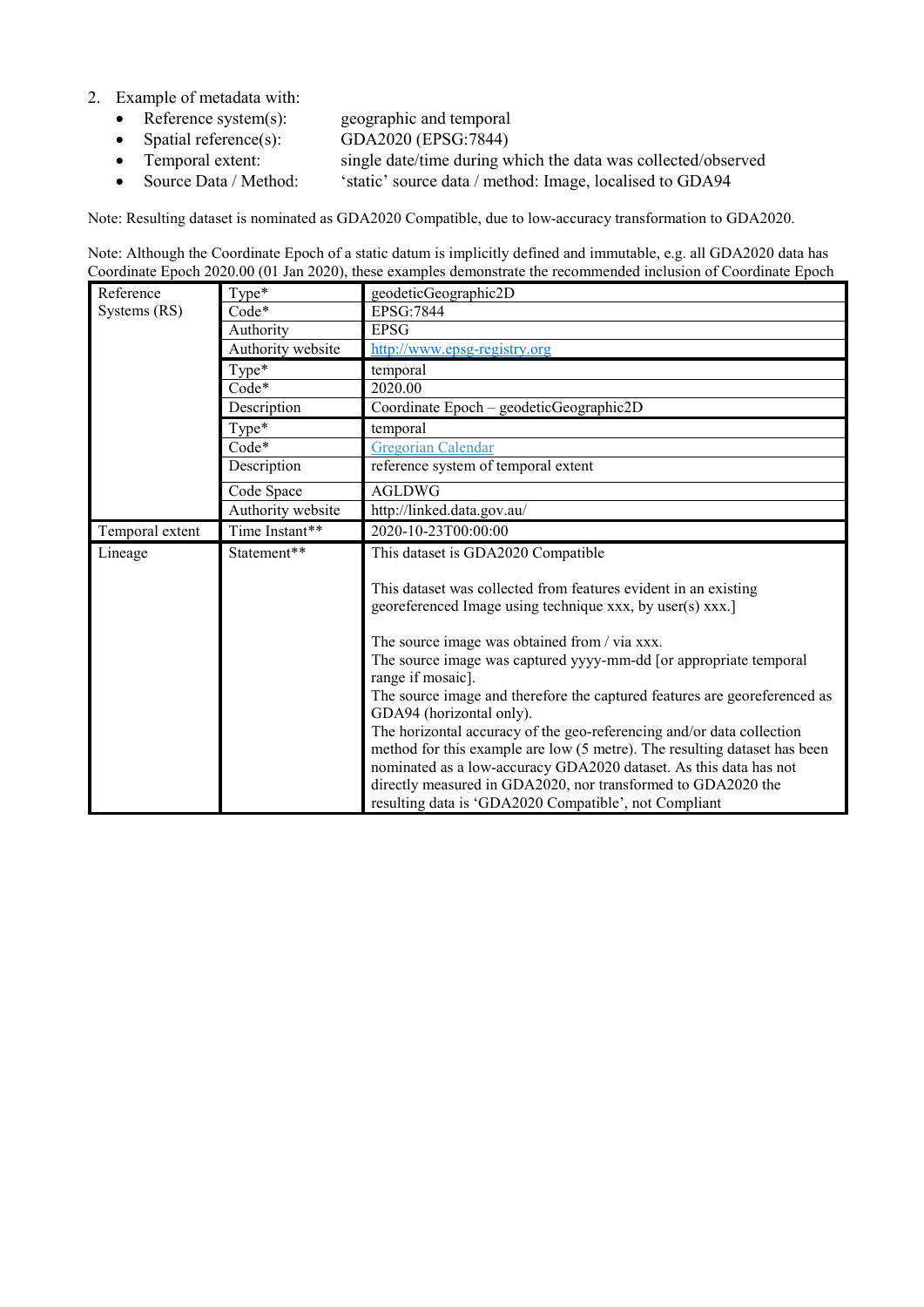2. Example of metadata with:
   - Reference system(s): geographic and temporal
   - Spatial reference(s): GDA2020 (EPSG:7844)
   - Temporal extent: single date/time during which the data was collected/observed
   - Source Data / Method: 'static' source data / method: Image, localised to GDA94

Note: Resulting dataset is nominated as GDA2020 Compatible, due to low-accuracy transformation to GDA2020.

Note: Although the Coordinate Epoch of a static datum is implicitly defined and immutable, e.g. all GDA2020 data has Coordinate Epoch 2020.00 (01 Jan 2020), these examples demonstrate the recommended inclusion of Coordinate Epoch

| | | |
|---|---|---|
| Reference Systems (RS) | Type* | geodeticGeographic2D |
| | Code* | EPSG:7844 |
| | Authority | EPSG |
| | Authority website | http://www.epsg-registry.org |
| | Type* | temporal |
| | Code* | 2020.00 |
| | Description | Coordinate Epoch – geodeticGeographic2D |
| | Type* | temporal |
| | Code* | Gregorian Calendar |
| | Description | reference system of temporal extent |
| | Code Space | AGLDWG |
| | Authority website | http://linked.data.gov.au/ |
| Temporal extent | Time Instant** | 2020-10-23T00:00:00 |
| Lineage | Statement** | This dataset is GDA2020 Compatible<br><br>This dataset was collected from features evident in an existing georeferenced Image using technique xxx, by user(s) xxx.]<br><br>The source image was obtained from / via xxx.<br>The source image was captured yyyy-mm-dd [or appropriate temporal range if mosaic].<br>The source image and therefore the captured features are georeferenced as GDA94 (horizontal only).<br>The horizontal accuracy of the geo-referencing and/or data collection method for this example are low (5 metre). The resulting dataset has been nominated as a low-accuracy GDA2020 dataset. As this data has not directly measured in GDA2020, nor transformed to GDA2020 the resulting data is 'GDA2020 Compatible', not Compliant |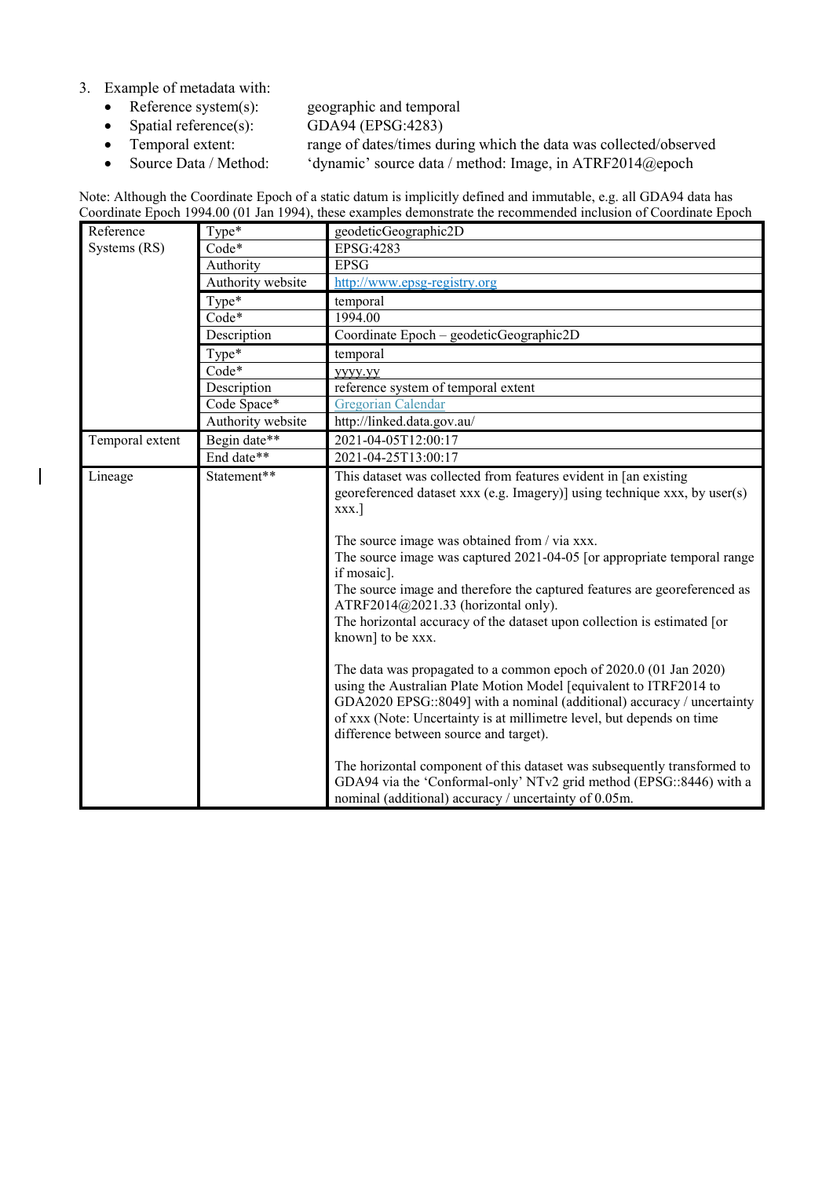3. Example of metadata with:
    - Reference system(s): geographic and temporal
    - Spatial reference(s): GDA94 (EPSG:4283)
    - Temporal extent: range of dates/times during which the data was collected/observed
    - Source Data / Method: 'dynamic' source data / method: Image, in ATRF2014@epoch

Note: Although the Coordinate Epoch of a static datum is implicitly defined and immutable, e.g. all GDA94 data has Coordinate Epoch 1994.00 (01 Jan 1994), these examples demonstrate the recommended inclusion of Coordinate Epoch

| | | |
|---|---|---|
| Reference Systems (RS) | Type* | geodeticGeographic2D |
| | Code* | EPSG:4283 |
| | Authority | EPSG |
| | Authority website | http://www.epsg-registry.org |
| | Type* | temporal |
| | Code* | 1994.00 |
| | Description | Coordinate Epoch – geodeticGeographic2D |
| | Type* | temporal |
| | Code* | yyyy.yy |
| | Description | reference system of temporal extent |
| | Code Space* | Gregorian Calendar |
| | Authority website | http://linked.data.gov.au/ |
| Temporal extent | Begin date** | 2021-04-05T12:00:17 |
| | End date** | 2021-04-25T13:00:17 |
| Lineage | Statement** | This dataset was collected from features evident in [an existing georeferenced dataset xxx (e.g. Imagery)] using technique xxx, by user(s) xxx.]<br><br>The source image was obtained from / via xxx.<br>The source image was captured 2021-04-05 [or appropriate temporal range if mosaic].<br>The source image and therefore the captured features are georeferenced as ATRF2014@2021.33 (horizontal only).<br>The horizontal accuracy of the dataset upon collection is estimated [or known] to be xxx.<br><br>The data was propagated to a common epoch of 2020.0 (01 Jan 2020) using the Australian Plate Motion Model [equivalent to ITRF2014 to GDA2020 EPSG::8049] with a nominal (additional) accuracy / uncertainty of xxx (Note: Uncertainty is at millimetre level, but depends on time difference between source and target).<br><br>The horizontal component of this dataset was subsequently transformed to GDA94 via the 'Conformal-only' NTv2 grid method (EPSG::8446) with a nominal (additional) accuracy / uncertainty of 0.05m. |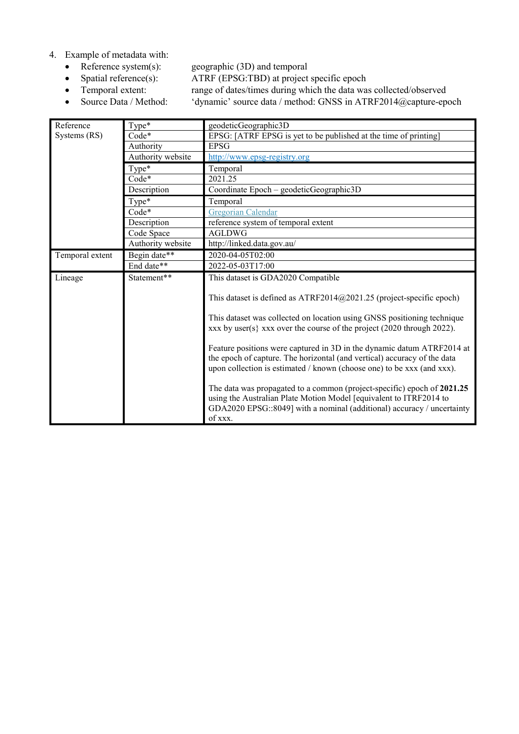4. Example of metadata with:
   - Reference system(s): geographic (3D) and temporal
   - Spatial reference(s): ATRF (EPSG:TBD) at project specific epoch
   - Temporal extent: range of dates/times during which the data was collected/observed
   - Source Data / Method: 'dynamic' source data / method: GNSS in ATRF2014@capture-epoch

| | | |
|---|---|---|
| Reference Systems (RS) | Type* | geodeticGeographic3D |
| | Code* | EPSG: [ATRF EPSG is yet to be published at the time of printing] |
| | Authority | EPSG |
| | Authority website | http://www.epsg-registry.org |
| | Type* | Temporal |
| | Code* | 2021.25 |
| | Description | Coordinate Epoch – geodeticGeographic3D |
| | Type* | Temporal |
| | Code* | Gregorian Calendar |
| | Description | reference system of temporal extent |
| | Code Space | AGLDWG |
| | Authority website | http://linked.data.gov.au/ |
| Temporal extent | Begin date** | 2020-04-05T02:00 |
| | End date** | 2022-05-03T17:00 |
| Lineage | Statement** | This dataset is GDA2020 Compatible<br><br>This dataset is defined as ATRF2014@2021.25 (project-specific epoch)<br><br>This dataset was collected on location using GNSS positioning technique xxx by user(s} xxx over the course of the project (2020 through 2022).<br><br>Feature positions were captured in 3D in the dynamic datum ATRF2014 at the epoch of capture. The horizontal (and vertical) accuracy of the data upon collection is estimated / known (choose one) to be xxx (and xxx).<br><br>The data was propagated to a common (project-specific) epoch of **2021.25** using the Australian Plate Motion Model [equivalent to ITRF2014 to GDA2020 EPSG::8049] with a nominal (additional) accuracy / uncertainty of xxx. |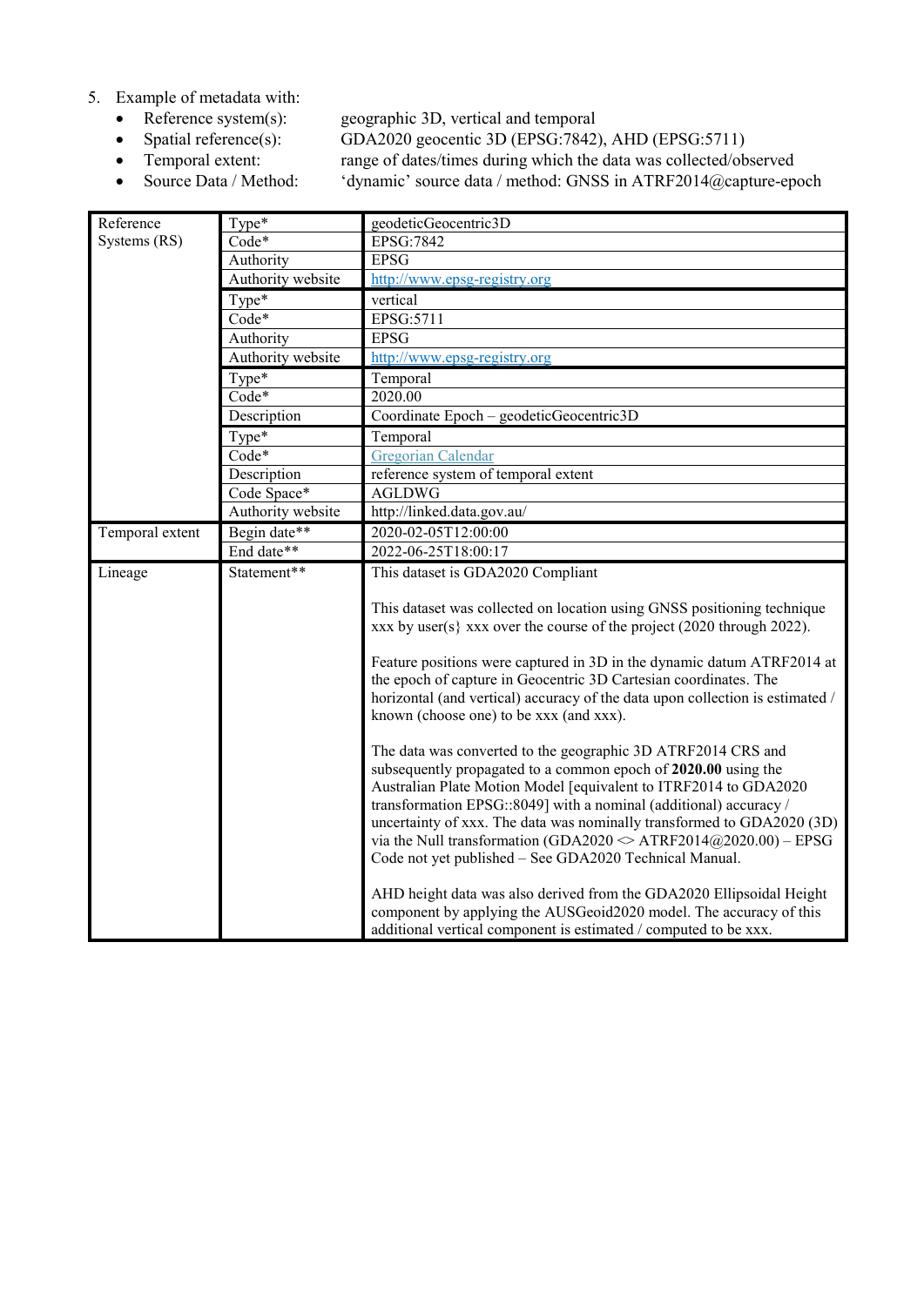5. Example of metadata with:
   - Reference system(s): geographic 3D, vertical and temporal
   - Spatial reference(s): GDA2020 geocentric 3D (EPSG:7842), AHD (EPSG:5711)
   - Temporal extent: range of dates/times during which the data was collected/observed
   - Source Data / Method: 'dynamic' source data / method: GNSS in ATRF2014@capture-epoch

| | | |
|---|---|---|
| Reference Systems (RS) | Type* | geodeticGeocentric3D |
| | Code* | EPSG:7842 |
| | Authority | EPSG |
| | Authority website | http://www.epsg-registry.org |
| | Type* | vertical |
| | Code* | EPSG:5711 |
| | Authority | EPSG |
| | Authority website | http://www.epsg-registry.org |
| | Type* | Temporal |
| | Code* | 2020.00 |
| | Description | Coordinate Epoch – geodeticGeocentric3D |
| | Type* | Temporal |
| | Code* | Gregorian Calendar |
| | Description | reference system of temporal extent |
| | Code Space* | AGLDWG |
| | Authority website | http://linked.data.gov.au/ |
| Temporal extent | Begin date** | 2020-02-05T12:00:00 |
| | End date** | 2022-06-25T18:00:17 |
| Lineage | Statement** | This dataset is GDA2020 Compliant<br><br>This dataset was collected on location using GNSS positioning technique xxx by user(s} xxx over the course of the project (2020 through 2022).<br><br>Feature positions were captured in 3D in the dynamic datum ATRF2014 at the epoch of capture in Geocentric 3D Cartesian coordinates. The horizontal (and vertical) accuracy of the data upon collection is estimated / known (choose one) to be xxx (and xxx).<br><br>The data was converted to the geographic 3D ATRF2014 CRS and subsequently propagated to a common epoch of **2020.00** using the Australian Plate Motion Model [equivalent to ITRF2014 to GDA2020 transformation EPSG::8049] with a nominal (additional) accuracy / uncertainty of xxx. The data was nominally transformed to GDA2020 (3D) via the Null transformation (GDA2020 <> ATRF2014@2020.00) – EPSG Code not yet published – See GDA2020 Technical Manual.<br><br>AHD height data was also derived from the GDA2020 Ellipsoidal Height component by applying the AUSGeoid2020 model. The accuracy of this additional vertical component is estimated / computed to be xxx. |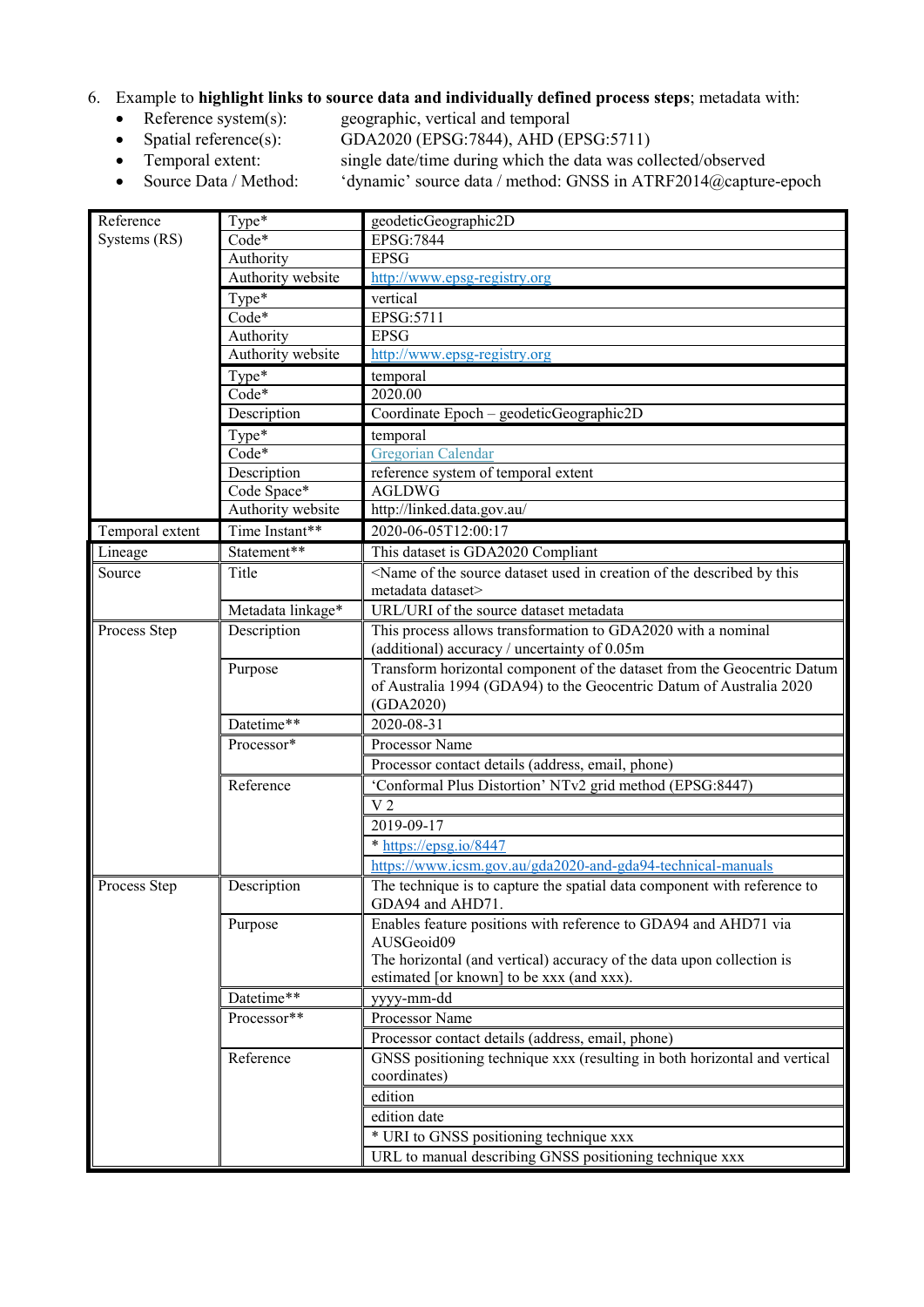6. Example to **highlight links to source data and individually defined process steps**; metadata with:
   - Reference system(s): geographic, vertical and temporal
   - Spatial reference(s): GDA2020 (EPSG:7844), AHD (EPSG:5711)
   - Temporal extent: single date/time during which the data was collected/observed
   - Source Data / Method: 'dynamic' source data / method: GNSS in ATRF2014@capture-epoch

| | | |
|---|---|---|
| Reference Systems (RS) | Type* | geodeticGeographic2D |
| | Code* | EPSG:7844 |
| | Authority | EPSG |
| | Authority website | http://www.epsg-registry.org |
| | Type* | vertical |
| | Code* | EPSG:5711 |
| | Authority | EPSG |
| | Authority website | http://www.epsg-registry.org |
| | Type* | temporal |
| | Code* | 2020.00 |
| | Description | Coordinate Epoch – geodeticGeographic2D |
| | Type* | temporal |
| | Code* | Gregorian Calendar |
| | Description | reference system of temporal extent |
| | Code Space* | AGLDWG |
| | Authority website | http://linked.data.gov.au/ |
| Temporal extent | Time Instant** | 2020-06-05T12:00:17 |
| Lineage | Statement** | This dataset is GDA2020 Compliant |
| Source | Title | <Name of the source dataset used in creation of the described by this metadata dataset> |
| | Metadata linkage* | URL/URI of the source dataset metadata |
| Process Step | Description | This process allows transformation to GDA2020 with a nominal (additional) accuracy / uncertainty of 0.05m |
| | Purpose | Transform horizontal component of the dataset from the Geocentric Datum of Australia 1994 (GDA94) to the Geocentric Datum of Australia 2020 (GDA2020) |
| | Datetime** | 2020-08-31 |
| | Processor* | Processor Name |
| | | Processor contact details (address, email, phone) |
| | Reference | 'Conformal Plus Distortion' NTv2 grid method (EPSG:8447) |
| | | V 2 |
| | | 2019-09-17 |
| | | * https://epsg.io/8447 |
| | | https://www.icsm.gov.au/gda2020-and-gda94-technical-manuals |
| Process Step | Description | The technique is to capture the spatial data component with reference to GDA94 and AHD71. |
| | Purpose | Enables feature positions with reference to GDA94 and AHD71 via AUSGeoid09<br>The horizontal (and vertical) accuracy of the data upon collection is estimated [or known] to be xxx (and xxx). |
| | Datetime** | yyyy-mm-dd |
| | Processor** | Processor Name |
| | | Processor contact details (address, email, phone) |
| | Reference | GNSS positioning technique xxx (resulting in both horizontal and vertical coordinates) |
| | | edition |
| | | edition date |
| | | * URI to GNSS positioning technique xxx |
| | | URL to manual describing GNSS positioning technique xxx |